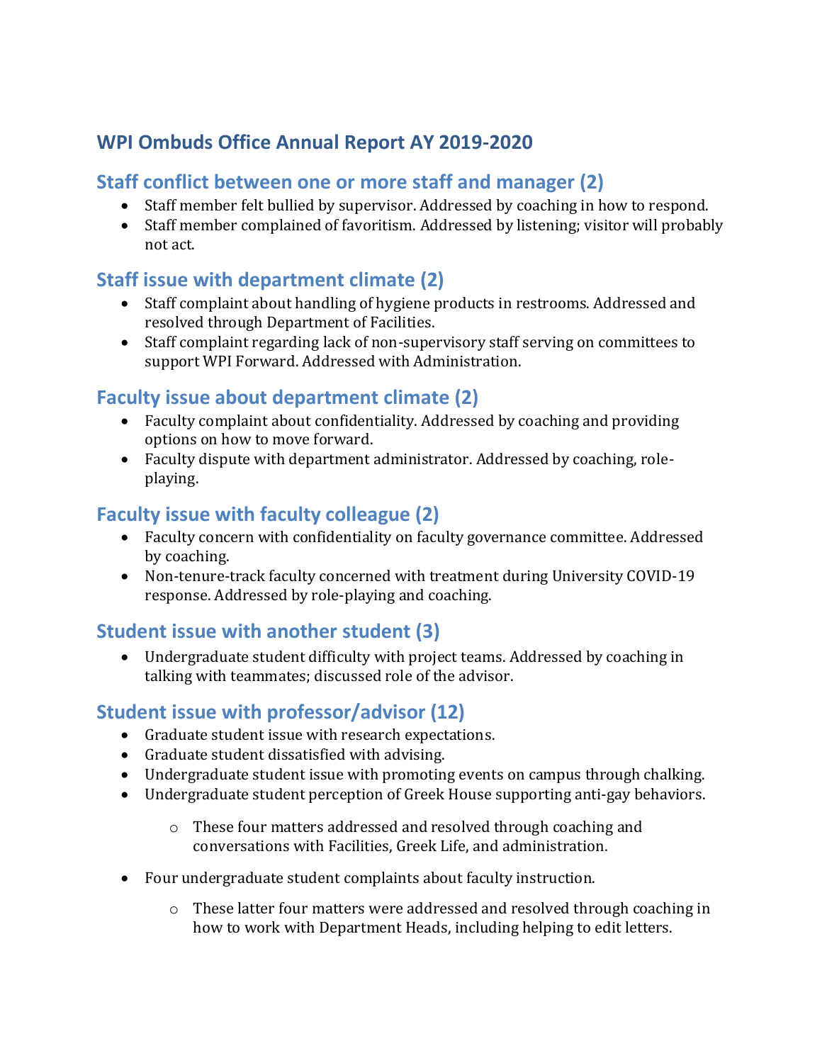# WPI Ombuds Office Annual Report AY 2019-2020

## Staff conflict between one or more staff and manager (2)

- Staff member felt bullied by supervisor. Addressed by coaching in how to respond.
- Staff member complained of favoritism. Addressed by listening; visitor will probably not act.

## Staff issue with department climate (2)

- Staff complaint about handling of hygiene products in restrooms. Addressed and resolved through Department of Facilities.
- Staff complaint regarding lack of non-supervisory staff serving on committees to support WPI Forward. Addressed with Administration.

## Faculty issue about department climate (2)

- Faculty complaint about confidentiality. Addressed by coaching and providing options on how to move forward.
- Faculty dispute with department administrator. Addressed by coaching, role-playing.

## Faculty issue with faculty colleague (2)

- Faculty concern with confidentiality on faculty governance committee. Addressed by coaching.
- Non-tenure-track faculty concerned with treatment during University COVID-19 response. Addressed by role-playing and coaching.

## Student issue with another student (3)

- Undergraduate student difficulty with project teams. Addressed by coaching in talking with teammates; discussed role of the advisor.

## Student issue with professor/advisor (12)

- Graduate student issue with research expectations.
- Graduate student dissatisfied with advising.
- Undergraduate student issue with promoting events on campus through chalking.
- Undergraduate student perception of Greek House supporting anti-gay behaviors.
    - These four matters addressed and resolved through coaching and conversations with Facilities, Greek Life, and administration.
- Four undergraduate student complaints about faculty instruction.
    - These latter four matters were addressed and resolved through coaching in how to work with Department Heads, including helping to edit letters.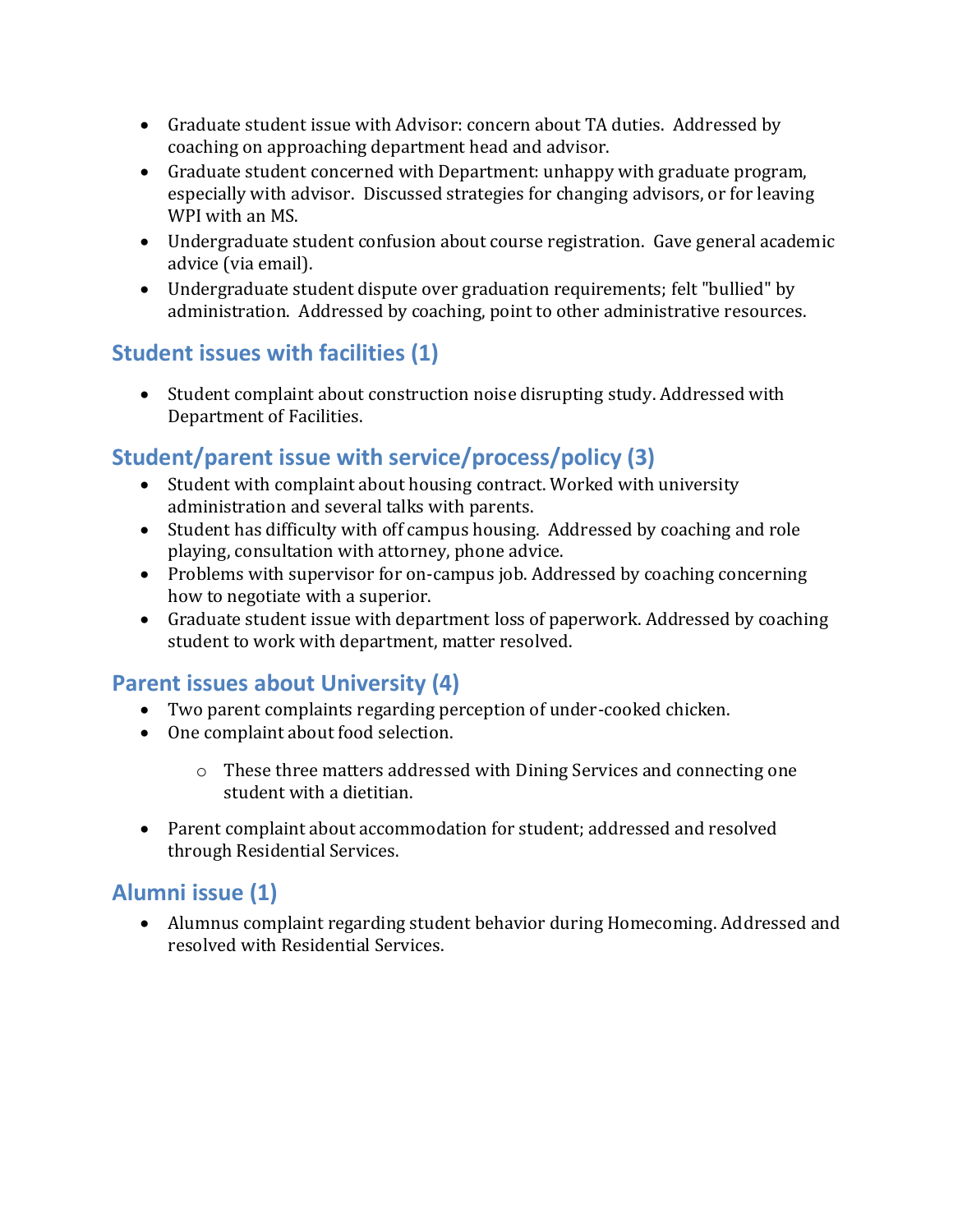- Graduate student issue with Advisor: concern about TA duties. Addressed by coaching on approaching department head and advisor.
- Graduate student concerned with Department: unhappy with graduate program, especially with advisor. Discussed strategies for changing advisors, or for leaving WPI with an MS.
- Undergraduate student confusion about course registration. Gave general academic advice (via email).
- Undergraduate student dispute over graduation requirements; felt "bullied" by administration. Addressed by coaching, point to other administrative resources.

## Student issues with facilities (1)

- Student complaint about construction noise disrupting study. Addressed with Department of Facilities.

## Student/parent issue with service/process/policy (3)

- Student with complaint about housing contract. Worked with university administration and several talks with parents.
- Student has difficulty with off campus housing. Addressed by coaching and role playing, consultation with attorney, phone advice.
- Problems with supervisor for on-campus job. Addressed by coaching concerning how to negotiate with a superior.
- Graduate student issue with department loss of paperwork. Addressed by coaching student to work with department, matter resolved.

## Parent issues about University (4)

- Two parent complaints regarding perception of under-cooked chicken.
- One complaint about food selection.
  - These three matters addressed with Dining Services and connecting one student with a dietitian.
- Parent complaint about accommodation for student; addressed and resolved through Residential Services.

## Alumni issue (1)

- Alumnus complaint regarding student behavior during Homecoming. Addressed and resolved with Residential Services.